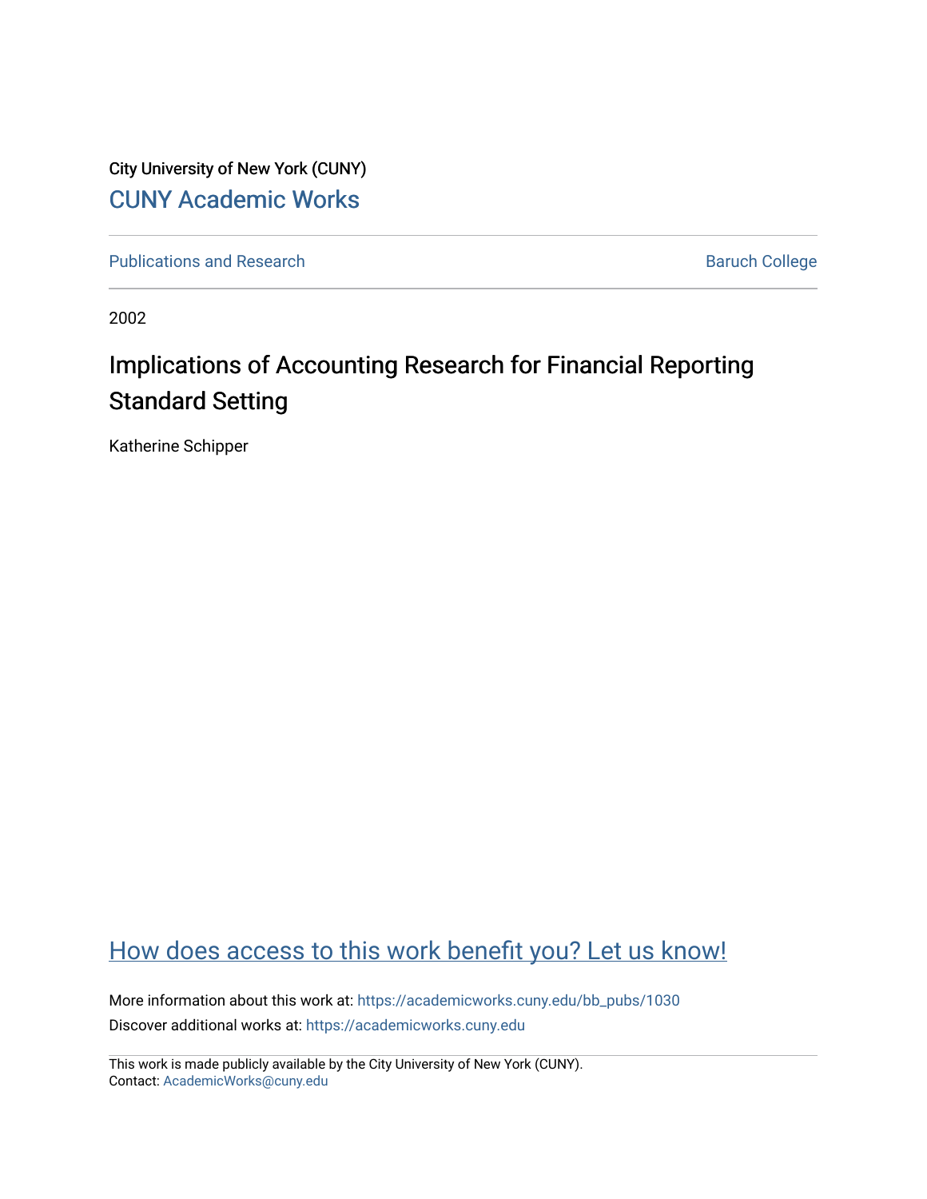City University of New York (CUNY)

CUNY Academic Works

Publications and Research

Baruch College

2002

# Implications of Accounting Research for Financial Reporting Standard Setting

Katherine Schipper

How does access to this work benefit you? Let us know!

More information about this work at: https://academicworks.cuny.edu/bb_pubs/1030

Discover additional works at: https://academicworks.cuny.edu

This work is made publicly available by the City University of New York (CUNY).
Contact: AcademicWorks@cuny.edu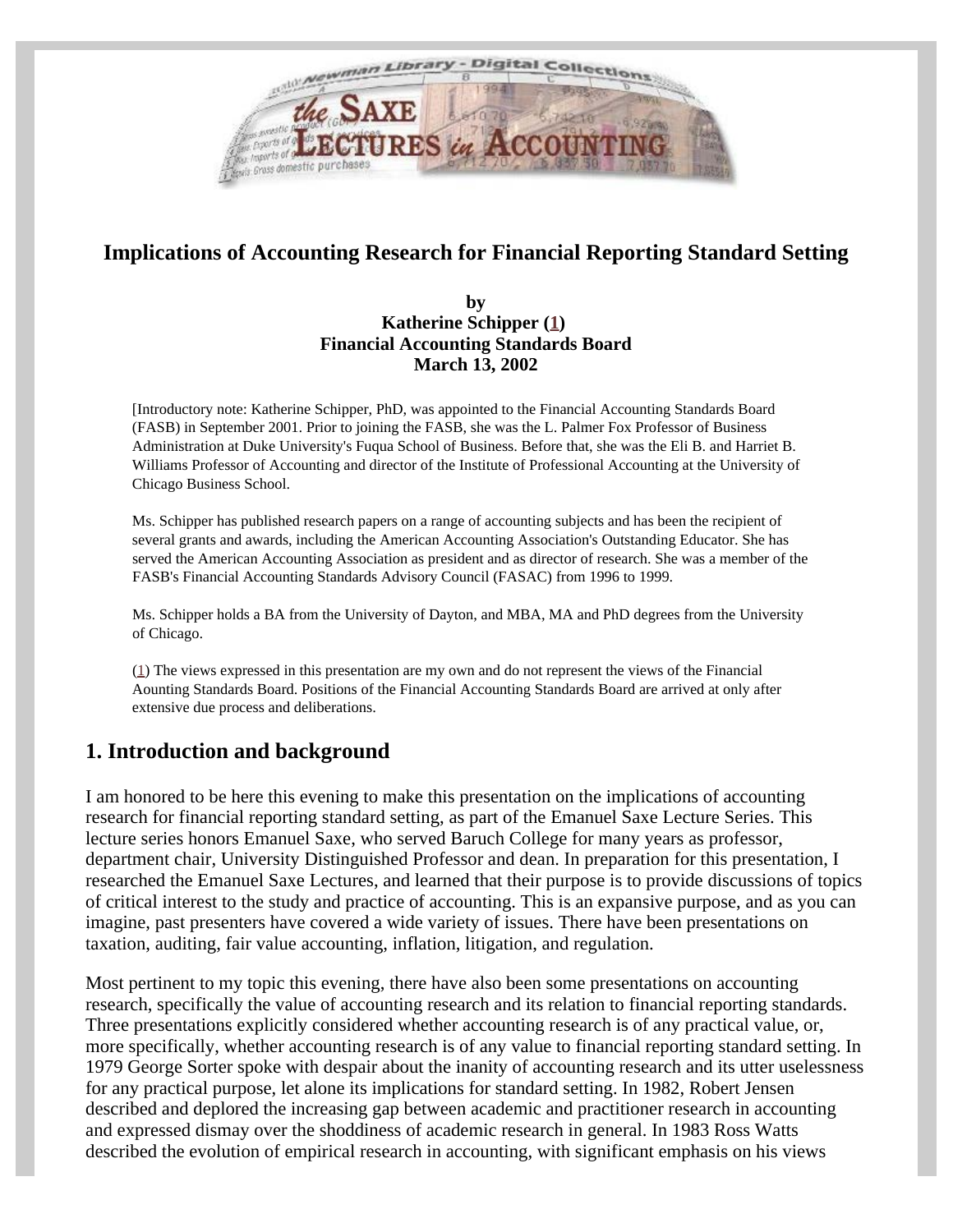# Implications of Accounting Research for Financial Reporting Standard Setting

**by**
**Katherine Schipper ([1])**
**Financial Accounting Standards Board**
**March 13, 2002**

[Introductory note: Katherine Schipper, PhD, was appointed to the Financial Accounting Standards Board (FASB) in September 2001. Prior to joining the FASB, she was the L. Palmer Fox Professor of Business Administration at Duke University's Fuqua School of Business. Before that, she was the Eli B. and Harriet B. Williams Professor of Accounting and director of the Institute of Professional Accounting at the University of Chicago Business School.

Ms. Schipper has published research papers on a range of accounting subjects and has been the recipient of several grants and awards, including the American Accounting Association's Outstanding Educator. She has served the American Accounting Association as president and as director of research. She was a member of the FASB's Financial Accounting Standards Advisory Council (FASAC) from 1996 to 1999.

Ms. Schipper holds a BA from the University of Dayton, and MBA, MA and PhD degrees from the University of Chicago.

([1]) The views expressed in this presentation are my own and do not represent the views of the Financial Aounting Standards Board. Positions of the Financial Accounting Standards Board are arrived at only after extensive due process and deliberations.

## 1. Introduction and background

I am honored to be here this evening to make this presentation on the implications of accounting research for financial reporting standard setting, as part of the Emanuel Saxe Lecture Series. This lecture series honors Emanuel Saxe, who served Baruch College for many years as professor, department chair, University Distinguished Professor and dean. In preparation for this presentation, I researched the Emanuel Saxe Lectures, and learned that their purpose is to provide discussions of topics of critical interest to the study and practice of accounting. This is an expansive purpose, and as you can imagine, past presenters have covered a wide variety of issues. There have been presentations on taxation, auditing, fair value accounting, inflation, litigation, and regulation.

Most pertinent to my topic this evening, there have also been some presentations on accounting research, specifically the value of accounting research and its relation to financial reporting standards. Three presentations explicitly considered whether accounting research is of any practical value, or, more specifically, whether accounting research is of any value to financial reporting standard setting. In 1979 George Sorter spoke with despair about the inanity of accounting research and its utter uselessness for any practical purpose, let alone its implications for standard setting. In 1982, Robert Jensen described and deplored the increasing gap between academic and practitioner research in accounting and expressed dismay over the shoddiness of academic research in general. In 1983 Ross Watts described the evolution of empirical research in accounting, with significant emphasis on his views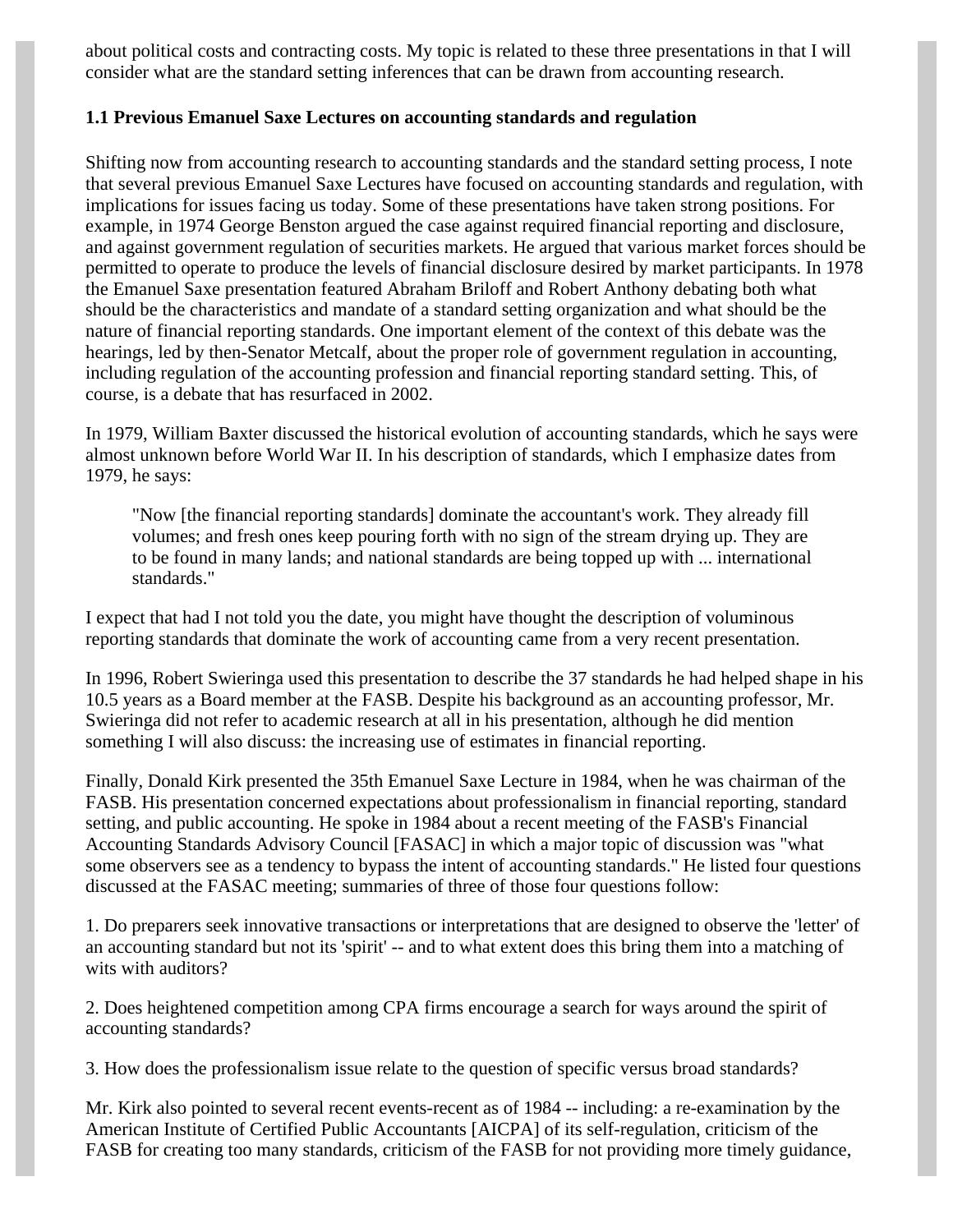about political costs and contracting costs. My topic is related to these three presentations in that I will consider what are the standard setting inferences that can be drawn from accounting research.

### 1.1 Previous Emanuel Saxe Lectures on accounting standards and regulation

Shifting now from accounting research to accounting standards and the standard setting process, I note that several previous Emanuel Saxe Lectures have focused on accounting standards and regulation, with implications for issues facing us today. Some of these presentations have taken strong positions. For example, in 1974 George Benston argued the case against required financial reporting and disclosure, and against government regulation of securities markets. He argued that various market forces should be permitted to operate to produce the levels of financial disclosure desired by market participants. In 1978 the Emanuel Saxe presentation featured Abraham Briloff and Robert Anthony debating both what should be the characteristics and mandate of a standard setting organization and what should be the nature of financial reporting standards. One important element of the context of this debate was the hearings, led by then-Senator Metcalf, about the proper role of government regulation in accounting, including regulation of the accounting profession and financial reporting standard setting. This, of course, is a debate that has resurfaced in 2002.

In 1979, William Baxter discussed the historical evolution of accounting standards, which he says were almost unknown before World War II. In his description of standards, which I emphasize dates from 1979, he says:

> "Now [the financial reporting standards] dominate the accountant's work. They already fill volumes; and fresh ones keep pouring forth with no sign of the stream drying up. They are to be found in many lands; and national standards are being topped up with ... international standards."

I expect that had I not told you the date, you might have thought the description of voluminous reporting standards that dominate the work of accounting came from a very recent presentation.

In 1996, Robert Swieringa used this presentation to describe the 37 standards he had helped shape in his 10.5 years as a Board member at the FASB. Despite his background as an accounting professor, Mr. Swieringa did not refer to academic research at all in his presentation, although he did mention something I will also discuss: the increasing use of estimates in financial reporting.

Finally, Donald Kirk presented the 35th Emanuel Saxe Lecture in 1984, when he was chairman of the FASB. His presentation concerned expectations about professionalism in financial reporting, standard setting, and public accounting. He spoke in 1984 about a recent meeting of the FASB's Financial Accounting Standards Advisory Council [FASAC] in which a major topic of discussion was "what some observers see as a tendency to bypass the intent of accounting standards." He listed four questions discussed at the FASAC meeting; summaries of three of those four questions follow:

1. Do preparers seek innovative transactions or interpretations that are designed to observe the 'letter' of an accounting standard but not its 'spirit' -- and to what extent does this bring them into a matching of wits with auditors?

2. Does heightened competition among CPA firms encourage a search for ways around the spirit of accounting standards?

3. How does the professionalism issue relate to the question of specific versus broad standards?

Mr. Kirk also pointed to several recent events-recent as of 1984 -- including: a re-examination by the American Institute of Certified Public Accountants [AICPA] of its self-regulation, criticism of the FASB for creating too many standards, criticism of the FASB for not providing more timely guidance,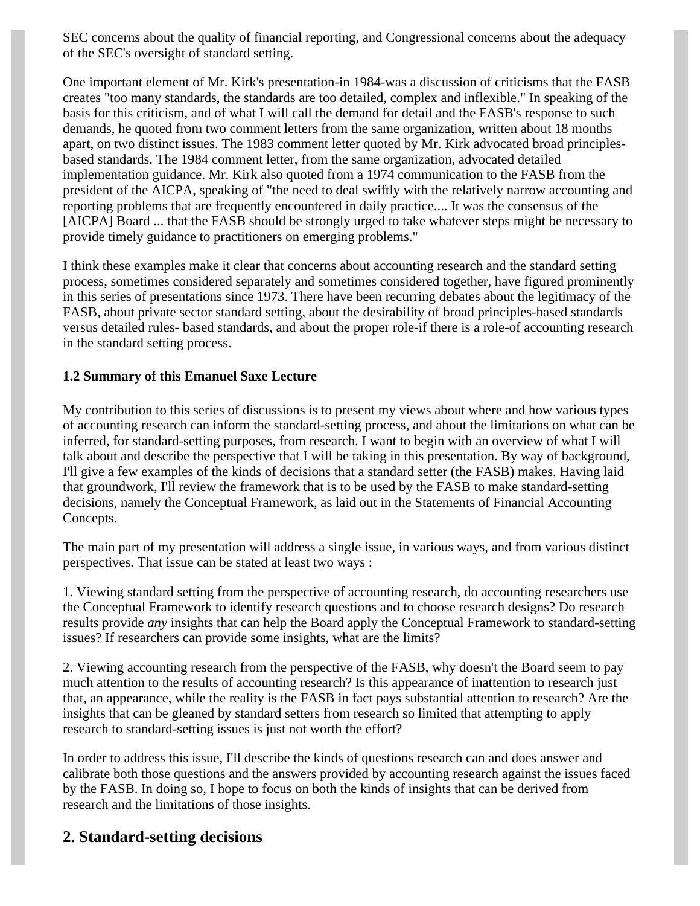SEC concerns about the quality of financial reporting, and Congressional concerns about the adequacy of the SEC's oversight of standard setting.

One important element of Mr. Kirk's presentation-in 1984-was a discussion of criticisms that the FASB creates "too many standards, the standards are too detailed, complex and inflexible." In speaking of the basis for this criticism, and of what I will call the demand for detail and the FASB's response to such demands, he quoted from two comment letters from the same organization, written about 18 months apart, on two distinct issues. The 1983 comment letter quoted by Mr. Kirk advocated broad principles-based standards. The 1984 comment letter, from the same organization, advocated detailed implementation guidance. Mr. Kirk also quoted from a 1974 communication to the FASB from the president of the AICPA, speaking of "the need to deal swiftly with the relatively narrow accounting and reporting problems that are frequently encountered in daily practice.... It was the consensus of the [AICPA] Board ... that the FASB should be strongly urged to take whatever steps might be necessary to provide timely guidance to practitioners on emerging problems."

I think these examples make it clear that concerns about accounting research and the standard setting process, sometimes considered separately and sometimes considered together, have figured prominently in this series of presentations since 1973. There have been recurring debates about the legitimacy of the FASB, about private sector standard setting, about the desirability of broad principles-based standards versus detailed rules- based standards, and about the proper role-if there is a role-of accounting research in the standard setting process.

### 1.2 Summary of this Emanuel Saxe Lecture

My contribution to this series of discussions is to present my views about where and how various types of accounting research can inform the standard-setting process, and about the limitations on what can be inferred, for standard-setting purposes, from research. I want to begin with an overview of what I will talk about and describe the perspective that I will be taking in this presentation. By way of background, I'll give a few examples of the kinds of decisions that a standard setter (the FASB) makes. Having laid that groundwork, I'll review the framework that is to be used by the FASB to make standard-setting decisions, namely the Conceptual Framework, as laid out in the Statements of Financial Accounting Concepts.

The main part of my presentation will address a single issue, in various ways, and from various distinct perspectives. That issue can be stated at least two ways :

1. Viewing standard setting from the perspective of accounting research, do accounting researchers use the Conceptual Framework to identify research questions and to choose research designs? Do research results provide *any* insights that can help the Board apply the Conceptual Framework to standard-setting issues? If researchers can provide some insights, what are the limits?

2. Viewing accounting research from the perspective of the FASB, why doesn't the Board seem to pay much attention to the results of accounting research? Is this appearance of inattention to research just that, an appearance, while the reality is the FASB in fact pays substantial attention to research? Are the insights that can be gleaned by standard setters from research so limited that attempting to apply research to standard-setting issues is just not worth the effort?

In order to address this issue, I'll describe the kinds of questions research can and does answer and calibrate both those questions and the answers provided by accounting research against the issues faced by the FASB. In doing so, I hope to focus on both the kinds of insights that can be derived from research and the limitations of those insights.

## 2. Standard-setting decisions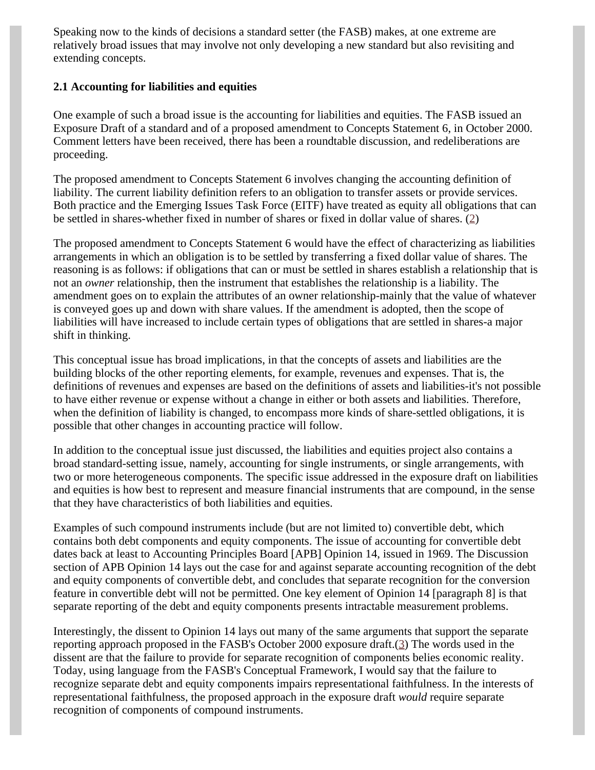Speaking now to the kinds of decisions a standard setter (the FASB) makes, at one extreme are relatively broad issues that may involve not only developing a new standard but also revisiting and extending concepts.

### 2.1 Accounting for liabilities and equities

One example of such a broad issue is the accounting for liabilities and equities. The FASB issued an Exposure Draft of a standard and of a proposed amendment to Concepts Statement 6, in October 2000. Comment letters have been received, there has been a roundtable discussion, and redeliberations are proceeding.

The proposed amendment to Concepts Statement 6 involves changing the accounting definition of liability. The current liability definition refers to an obligation to transfer assets or provide services. Both practice and the Emerging Issues Task Force (EITF) have treated as equity all obligations that can be settled in shares-whether fixed in number of shares or fixed in dollar value of shares. (2)

The proposed amendment to Concepts Statement 6 would have the effect of characterizing as liabilities arrangements in which an obligation is to be settled by transferring a fixed dollar value of shares. The reasoning is as follows: if obligations that can or must be settled in shares establish a relationship that is not an *owner* relationship, then the instrument that establishes the relationship is a liability. The amendment goes on to explain the attributes of an owner relationship-mainly that the value of whatever is conveyed goes up and down with share values. If the amendment is adopted, then the scope of liabilities will have increased to include certain types of obligations that are settled in shares-a major shift in thinking.

This conceptual issue has broad implications, in that the concepts of assets and liabilities are the building blocks of the other reporting elements, for example, revenues and expenses. That is, the definitions of revenues and expenses are based on the definitions of assets and liabilities-it's not possible to have either revenue or expense without a change in either or both assets and liabilities. Therefore, when the definition of liability is changed, to encompass more kinds of share-settled obligations, it is possible that other changes in accounting practice will follow.

In addition to the conceptual issue just discussed, the liabilities and equities project also contains a broad standard-setting issue, namely, accounting for single instruments, or single arrangements, with two or more heterogeneous components. The specific issue addressed in the exposure draft on liabilities and equities is how best to represent and measure financial instruments that are compound, in the sense that they have characteristics of both liabilities and equities.

Examples of such compound instruments include (but are not limited to) convertible debt, which contains both debt components and equity components. The issue of accounting for convertible debt dates back at least to Accounting Principles Board [APB] Opinion 14, issued in 1969. The Discussion section of APB Opinion 14 lays out the case for and against separate accounting recognition of the debt and equity components of convertible debt, and concludes that separate recognition for the conversion feature in convertible debt will not be permitted. One key element of Opinion 14 [paragraph 8] is that separate reporting of the debt and equity components presents intractable measurement problems.

Interestingly, the dissent to Opinion 14 lays out many of the same arguments that support the separate reporting approach proposed in the FASB's October 2000 exposure draft.(3) The words used in the dissent are that the failure to provide for separate recognition of components belies economic reality. Today, using language from the FASB's Conceptual Framework, I would say that the failure to recognize separate debt and equity components impairs representational faithfulness. In the interests of representational faithfulness, the proposed approach in the exposure draft *would* require separate recognition of components of compound instruments.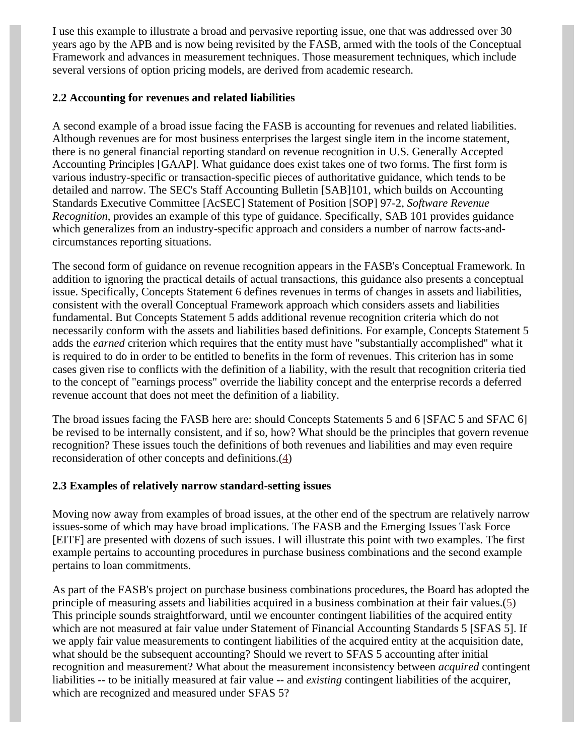I use this example to illustrate a broad and pervasive reporting issue, one that was addressed over 30 years ago by the APB and is now being revisited by the FASB, armed with the tools of the Conceptual Framework and advances in measurement techniques. Those measurement techniques, which include several versions of option pricing models, are derived from academic research.

### 2.2 Accounting for revenues and related liabilities

A second example of a broad issue facing the FASB is accounting for revenues and related liabilities. Although revenues are for most business enterprises the largest single item in the income statement, there is no general financial reporting standard on revenue recognition in U.S. Generally Accepted Accounting Principles [GAAP]. What guidance does exist takes one of two forms. The first form is various industry-specific or transaction-specific pieces of authoritative guidance, which tends to be detailed and narrow. The SEC's Staff Accounting Bulletin [SAB]101, which builds on Accounting Standards Executive Committee [AcSEC] Statement of Position [SOP] 97-2, *Software Revenue Recognition*, provides an example of this type of guidance. Specifically, SAB 101 provides guidance which generalizes from an industry-specific approach and considers a number of narrow facts-and-circumstances reporting situations.

The second form of guidance on revenue recognition appears in the FASB's Conceptual Framework. In addition to ignoring the practical details of actual transactions, this guidance also presents a conceptual issue. Specifically, Concepts Statement 6 defines revenues in terms of changes in assets and liabilities, consistent with the overall Conceptual Framework approach which considers assets and liabilities fundamental. But Concepts Statement 5 adds additional revenue recognition criteria which do not necessarily conform with the assets and liabilities based definitions. For example, Concepts Statement 5 adds the *earned* criterion which requires that the entity must have "substantially accomplished" what it is required to do in order to be entitled to benefits in the form of revenues. This criterion has in some cases given rise to conflicts with the definition of a liability, with the result that recognition criteria tied to the concept of "earnings process" override the liability concept and the enterprise records a deferred revenue account that does not meet the definition of a liability.

The broad issues facing the FASB here are: should Concepts Statements 5 and 6 [SFAC 5 and SFAC 6] be revised to be internally consistent, and if so, how? What should be the principles that govern revenue recognition? These issues touch the definitions of both revenues and liabilities and may even require reconsideration of other concepts and definitions.(4)

### 2.3 Examples of relatively narrow standard-setting issues

Moving now away from examples of broad issues, at the other end of the spectrum are relatively narrow issues-some of which may have broad implications. The FASB and the Emerging Issues Task Force [EITF] are presented with dozens of such issues. I will illustrate this point with two examples. The first example pertains to accounting procedures in purchase business combinations and the second example pertains to loan commitments.

As part of the FASB's project on purchase business combinations procedures, the Board has adopted the principle of measuring assets and liabilities acquired in a business combination at their fair values.(5) This principle sounds straightforward, until we encounter contingent liabilities of the acquired entity which are not measured at fair value under Statement of Financial Accounting Standards 5 [SFAS 5]. If we apply fair value measurements to contingent liabilities of the acquired entity at the acquisition date, what should be the subsequent accounting? Should we revert to SFAS 5 accounting after initial recognition and measurement? What about the measurement inconsistency between *acquired* contingent liabilities -- to be initially measured at fair value -- and *existing* contingent liabilities of the acquirer, which are recognized and measured under SFAS 5?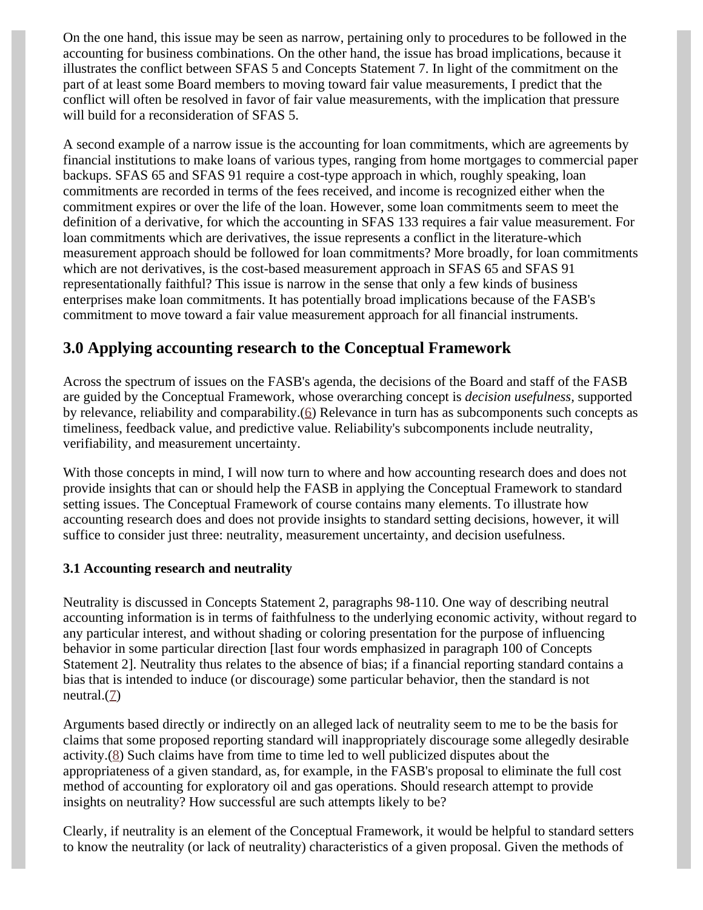On the one hand, this issue may be seen as narrow, pertaining only to procedures to be followed in the accounting for business combinations. On the other hand, the issue has broad implications, because it illustrates the conflict between SFAS 5 and Concepts Statement 7. In light of the commitment on the part of at least some Board members to moving toward fair value measurements, I predict that the conflict will often be resolved in favor of fair value measurements, with the implication that pressure will build for a reconsideration of SFAS 5.

A second example of a narrow issue is the accounting for loan commitments, which are agreements by financial institutions to make loans of various types, ranging from home mortgages to commercial paper backups. SFAS 65 and SFAS 91 require a cost-type approach in which, roughly speaking, loan commitments are recorded in terms of the fees received, and income is recognized either when the commitment expires or over the life of the loan. However, some loan commitments seem to meet the definition of a derivative, for which the accounting in SFAS 133 requires a fair value measurement. For loan commitments which are derivatives, the issue represents a conflict in the literature-which measurement approach should be followed for loan commitments? More broadly, for loan commitments which are not derivatives, is the cost-based measurement approach in SFAS 65 and SFAS 91 representationally faithful? This issue is narrow in the sense that only a few kinds of business enterprises make loan commitments. It has potentially broad implications because of the FASB's commitment to move toward a fair value measurement approach for all financial instruments.

## 3.0 Applying accounting research to the Conceptual Framework

Across the spectrum of issues on the FASB's agenda, the decisions of the Board and staff of the FASB are guided by the Conceptual Framework, whose overarching concept is *decision usefulness*, supported by relevance, reliability and comparability.(6) Relevance in turn has as subcomponents such concepts as timeliness, feedback value, and predictive value. Reliability's subcomponents include neutrality, verifiability, and measurement uncertainty.

With those concepts in mind, I will now turn to where and how accounting research does and does not provide insights that can or should help the FASB in applying the Conceptual Framework to standard setting issues. The Conceptual Framework of course contains many elements. To illustrate how accounting research does and does not provide insights to standard setting decisions, however, it will suffice to consider just three: neutrality, measurement uncertainty, and decision usefulness.

### 3.1 Accounting research and neutrality

Neutrality is discussed in Concepts Statement 2, paragraphs 98-110. One way of describing neutral accounting information is in terms of faithfulness to the underlying economic activity, without regard to any particular interest, and without shading or coloring presentation for the purpose of influencing behavior in some particular direction [last four words emphasized in paragraph 100 of Concepts Statement 2]. Neutrality thus relates to the absence of bias; if a financial reporting standard contains a bias that is intended to induce (or discourage) some particular behavior, then the standard is not neutral.(7)

Arguments based directly or indirectly on an alleged lack of neutrality seem to me to be the basis for claims that some proposed reporting standard will inappropriately discourage some allegedly desirable activity.(8) Such claims have from time to time led to well publicized disputes about the appropriateness of a given standard, as, for example, in the FASB's proposal to eliminate the full cost method of accounting for exploratory oil and gas operations. Should research attempt to provide insights on neutrality? How successful are such attempts likely to be?

Clearly, if neutrality is an element of the Conceptual Framework, it would be helpful to standard setters to know the neutrality (or lack of neutrality) characteristics of a given proposal. Given the methods of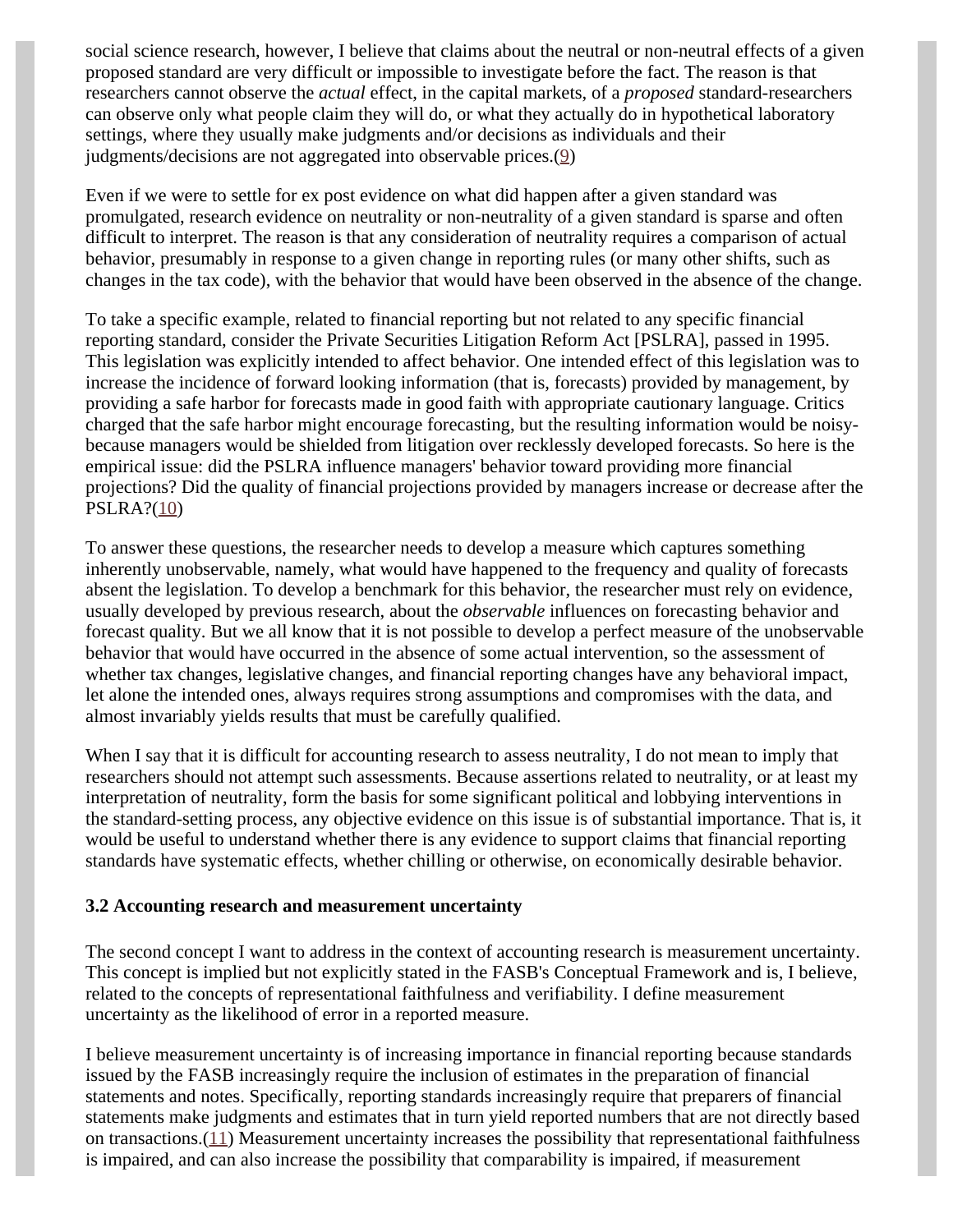social science research, however, I believe that claims about the neutral or non-neutral effects of a given proposed standard are very difficult or impossible to investigate before the fact. The reason is that researchers cannot observe the *actual* effect, in the capital markets, of a *proposed* standard-researchers can observe only what people claim they will do, or what they actually do in hypothetical laboratory settings, where they usually make judgments and/or decisions as individuals and their judgments/decisions are not aggregated into observable prices.(9)

Even if we were to settle for ex post evidence on what did happen after a given standard was promulgated, research evidence on neutrality or non-neutrality of a given standard is sparse and often difficult to interpret. The reason is that any consideration of neutrality requires a comparison of actual behavior, presumably in response to a given change in reporting rules (or many other shifts, such as changes in the tax code), with the behavior that would have been observed in the absence of the change.

To take a specific example, related to financial reporting but not related to any specific financial reporting standard, consider the Private Securities Litigation Reform Act [PSLRA], passed in 1995. This legislation was explicitly intended to affect behavior. One intended effect of this legislation was to increase the incidence of forward looking information (that is, forecasts) provided by management, by providing a safe harbor for forecasts made in good faith with appropriate cautionary language. Critics charged that the safe harbor might encourage forecasting, but the resulting information would be noisy-because managers would be shielded from litigation over recklessly developed forecasts. So here is the empirical issue: did the PSLRA influence managers' behavior toward providing more financial projections? Did the quality of financial projections provided by managers increase or decrease after the PSLRA?(10)

To answer these questions, the researcher needs to develop a measure which captures something inherently unobservable, namely, what would have happened to the frequency and quality of forecasts absent the legislation. To develop a benchmark for this behavior, the researcher must rely on evidence, usually developed by previous research, about the *observable* influences on forecasting behavior and forecast quality. But we all know that it is not possible to develop a perfect measure of the unobservable behavior that would have occurred in the absence of some actual intervention, so the assessment of whether tax changes, legislative changes, and financial reporting changes have any behavioral impact, let alone the intended ones, always requires strong assumptions and compromises with the data, and almost invariably yields results that must be carefully qualified.

When I say that it is difficult for accounting research to assess neutrality, I do not mean to imply that researchers should not attempt such assessments. Because assertions related to neutrality, or at least my interpretation of neutrality, form the basis for some significant political and lobbying interventions in the standard-setting process, any objective evidence on this issue is of substantial importance. That is, it would be useful to understand whether there is any evidence to support claims that financial reporting standards have systematic effects, whether chilling or otherwise, on economically desirable behavior.

### 3.2 Accounting research and measurement uncertainty

The second concept I want to address in the context of accounting research is measurement uncertainty. This concept is implied but not explicitly stated in the FASB's Conceptual Framework and is, I believe, related to the concepts of representational faithfulness and verifiability. I define measurement uncertainty as the likelihood of error in a reported measure.

I believe measurement uncertainty is of increasing importance in financial reporting because standards issued by the FASB increasingly require the inclusion of estimates in the preparation of financial statements and notes. Specifically, reporting standards increasingly require that preparers of financial statements make judgments and estimates that in turn yield reported numbers that are not directly based on transactions.(11) Measurement uncertainty increases the possibility that representational faithfulness is impaired, and can also increase the possibility that comparability is impaired, if measurement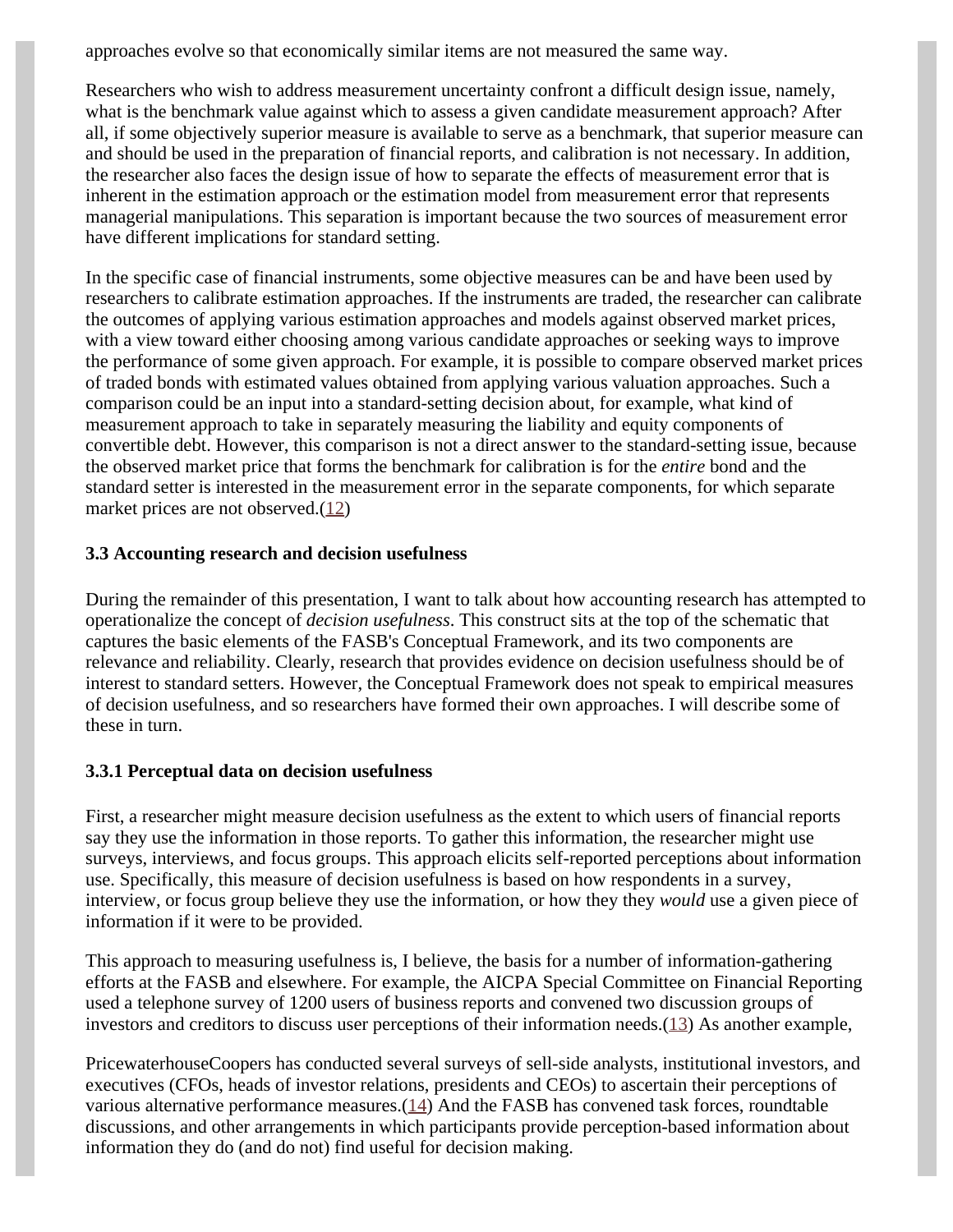approaches evolve so that economically similar items are not measured the same way.

Researchers who wish to address measurement uncertainty confront a difficult design issue, namely, what is the benchmark value against which to assess a given candidate measurement approach? After all, if some objectively superior measure is available to serve as a benchmark, that superior measure can and should be used in the preparation of financial reports, and calibration is not necessary. In addition, the researcher also faces the design issue of how to separate the effects of measurement error that is inherent in the estimation approach or the estimation model from measurement error that represents managerial manipulations. This separation is important because the two sources of measurement error have different implications for standard setting.

In the specific case of financial instruments, some objective measures can be and have been used by researchers to calibrate estimation approaches. If the instruments are traded, the researcher can calibrate the outcomes of applying various estimation approaches and models against observed market prices, with a view toward either choosing among various candidate approaches or seeking ways to improve the performance of some given approach. For example, it is possible to compare observed market prices of traded bonds with estimated values obtained from applying various valuation approaches. Such a comparison could be an input into a standard-setting decision about, for example, what kind of measurement approach to take in separately measuring the liability and equity components of convertible debt. However, this comparison is not a direct answer to the standard-setting issue, because the observed market price that forms the benchmark for calibration is for the *entire* bond and the standard setter is interested in the measurement error in the separate components, for which separate market prices are not observed.(12)

### 3.3 Accounting research and decision usefulness

During the remainder of this presentation, I want to talk about how accounting research has attempted to operationalize the concept of *decision usefulness*. This construct sits at the top of the schematic that captures the basic elements of the FASB's Conceptual Framework, and its two components are relevance and reliability. Clearly, research that provides evidence on decision usefulness should be of interest to standard setters. However, the Conceptual Framework does not speak to empirical measures of decision usefulness, and so researchers have formed their own approaches. I will describe some of these in turn.

#### 3.3.1 Perceptual data on decision usefulness

First, a researcher might measure decision usefulness as the extent to which users of financial reports say they use the information in those reports. To gather this information, the researcher might use surveys, interviews, and focus groups. This approach elicits self-reported perceptions about information use. Specifically, this measure of decision usefulness is based on how respondents in a survey, interview, or focus group believe they use the information, or how they they *would* use a given piece of information if it were to be provided.

This approach to measuring usefulness is, I believe, the basis for a number of information-gathering efforts at the FASB and elsewhere. For example, the AICPA Special Committee on Financial Reporting used a telephone survey of 1200 users of business reports and convened two discussion groups of investors and creditors to discuss user perceptions of their information needs.(13) As another example,

PricewaterhouseCoopers has conducted several surveys of sell-side analysts, institutional investors, and executives (CFOs, heads of investor relations, presidents and CEOs) to ascertain their perceptions of various alternative performance measures.(14) And the FASB has convened task forces, roundtable discussions, and other arrangements in which participants provide perception-based information about information they do (and do not) find useful for decision making.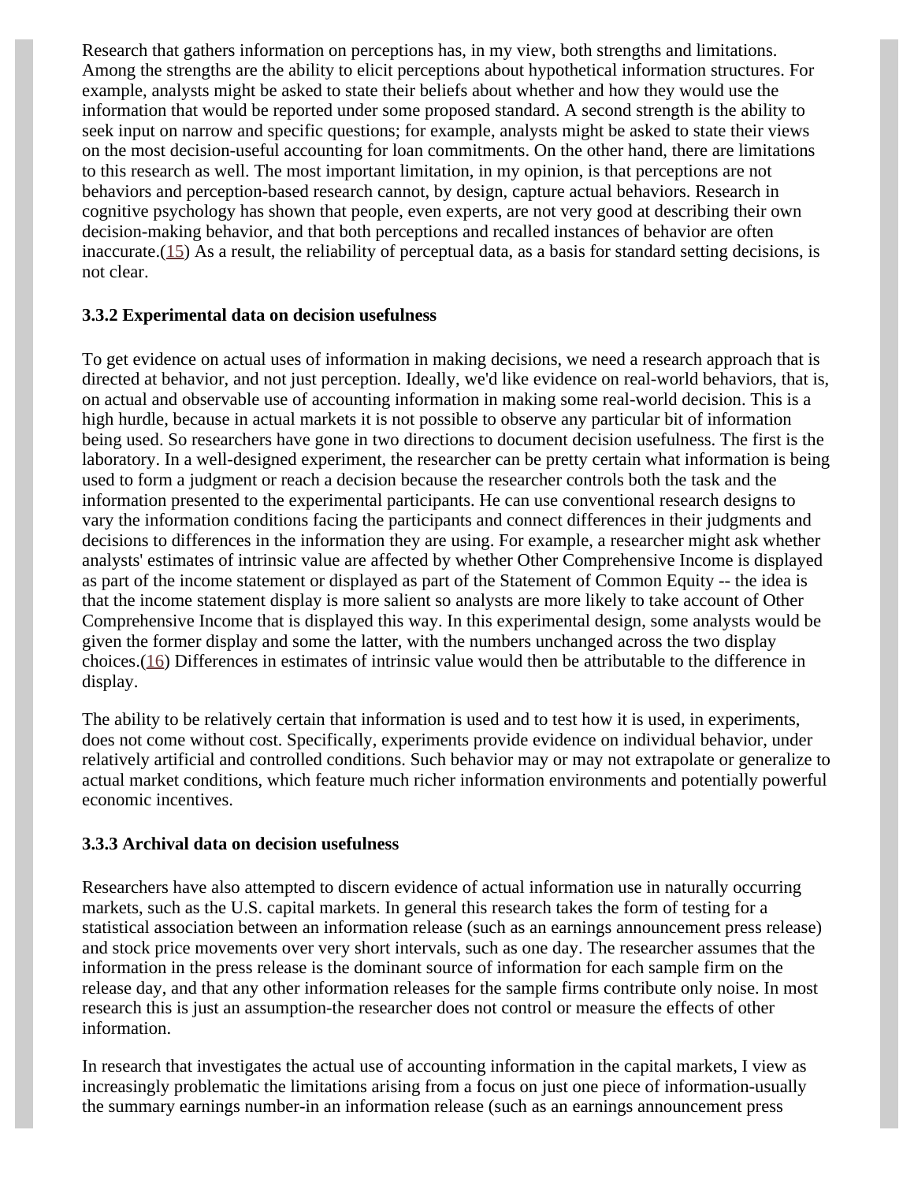Research that gathers information on perceptions has, in my view, both strengths and limitations. Among the strengths are the ability to elicit perceptions about hypothetical information structures. For example, analysts might be asked to state their beliefs about whether and how they would use the information that would be reported under some proposed standard. A second strength is the ability to seek input on narrow and specific questions; for example, analysts might be asked to state their views on the most decision-useful accounting for loan commitments. On the other hand, there are limitations to this research as well. The most important limitation, in my opinion, is that perceptions are not behaviors and perception-based research cannot, by design, capture actual behaviors. Research in cognitive psychology has shown that people, even experts, are not very good at describing their own decision-making behavior, and that both perceptions and recalled instances of behavior are often inaccurate.(15) As a result, the reliability of perceptual data, as a basis for standard setting decisions, is not clear.

### 3.3.2 Experimental data on decision usefulness

To get evidence on actual uses of information in making decisions, we need a research approach that is directed at behavior, and not just perception. Ideally, we'd like evidence on real-world behaviors, that is, on actual and observable use of accounting information in making some real-world decision. This is a high hurdle, because in actual markets it is not possible to observe any particular bit of information being used. So researchers have gone in two directions to document decision usefulness. The first is the laboratory. In a well-designed experiment, the researcher can be pretty certain what information is being used to form a judgment or reach a decision because the researcher controls both the task and the information presented to the experimental participants. He can use conventional research designs to vary the information conditions facing the participants and connect differences in their judgments and decisions to differences in the information they are using. For example, a researcher might ask whether analysts' estimates of intrinsic value are affected by whether Other Comprehensive Income is displayed as part of the income statement or displayed as part of the Statement of Common Equity -- the idea is that the income statement display is more salient so analysts are more likely to take account of Other Comprehensive Income that is displayed this way. In this experimental design, some analysts would be given the former display and some the latter, with the numbers unchanged across the two display choices.(16) Differences in estimates of intrinsic value would then be attributable to the difference in display.

The ability to be relatively certain that information is used and to test how it is used, in experiments, does not come without cost. Specifically, experiments provide evidence on individual behavior, under relatively artificial and controlled conditions. Such behavior may or may not extrapolate or generalize to actual market conditions, which feature much richer information environments and potentially powerful economic incentives.

### 3.3.3 Archival data on decision usefulness

Researchers have also attempted to discern evidence of actual information use in naturally occurring markets, such as the U.S. capital markets. In general this research takes the form of testing for a statistical association between an information release (such as an earnings announcement press release) and stock price movements over very short intervals, such as one day. The researcher assumes that the information in the press release is the dominant source of information for each sample firm on the release day, and that any other information releases for the sample firms contribute only noise. In most research this is just an assumption-the researcher does not control or measure the effects of other information.

In research that investigates the actual use of accounting information in the capital markets, I view as increasingly problematic the limitations arising from a focus on just one piece of information-usually the summary earnings number-in an information release (such as an earnings announcement press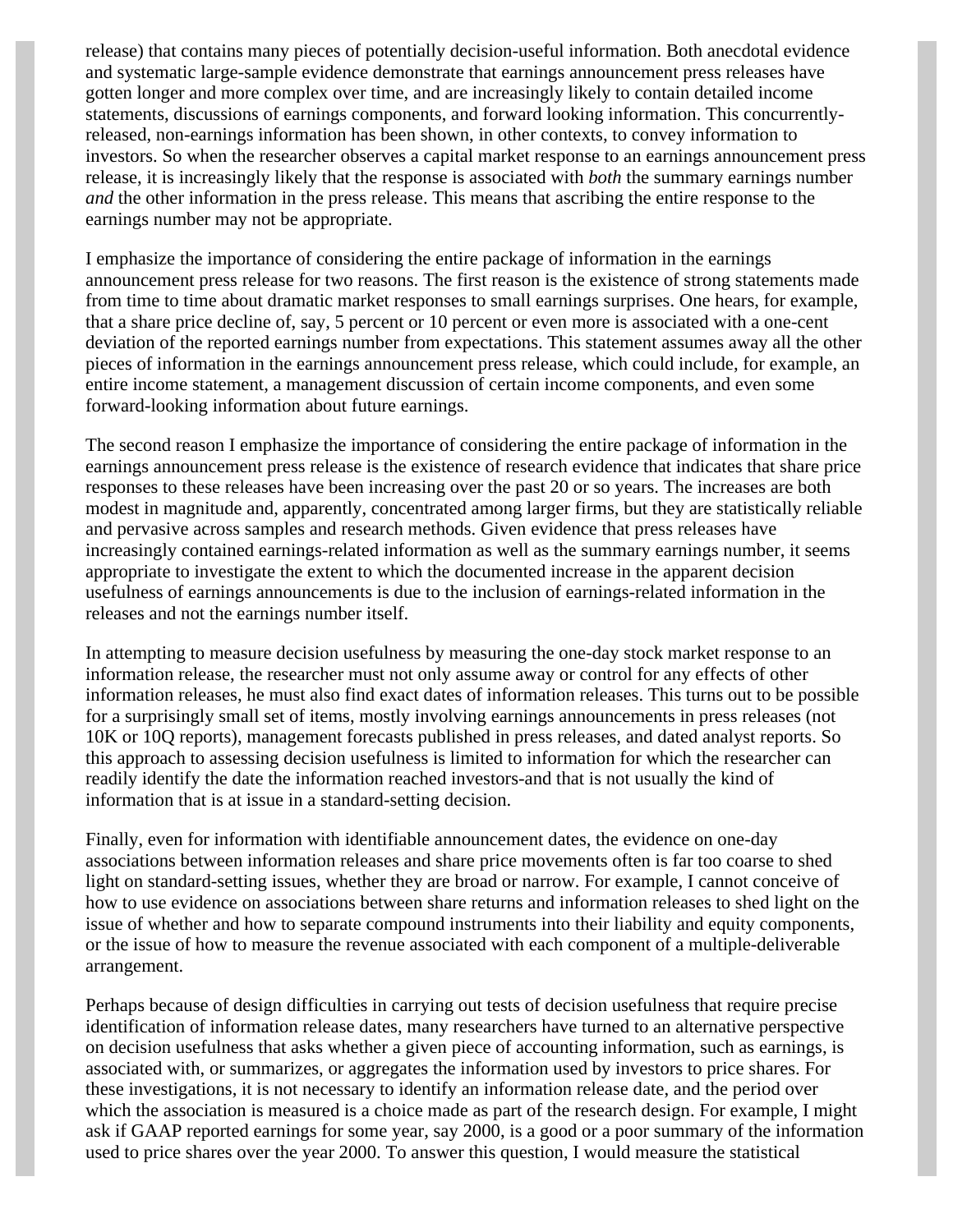release) that contains many pieces of potentially decision-useful information. Both anecdotal evidence and systematic large-sample evidence demonstrate that earnings announcement press releases have gotten longer and more complex over time, and are increasingly likely to contain detailed income statements, discussions of earnings components, and forward looking information. This concurrently-released, non-earnings information has been shown, in other contexts, to convey information to investors. So when the researcher observes a capital market response to an earnings announcement press release, it is increasingly likely that the response is associated with *both* the summary earnings number *and* the other information in the press release. This means that ascribing the entire response to the earnings number may not be appropriate.

I emphasize the importance of considering the entire package of information in the earnings announcement press release for two reasons. The first reason is the existence of strong statements made from time to time about dramatic market responses to small earnings surprises. One hears, for example, that a share price decline of, say, 5 percent or 10 percent or even more is associated with a one-cent deviation of the reported earnings number from expectations. This statement assumes away all the other pieces of information in the earnings announcement press release, which could include, for example, an entire income statement, a management discussion of certain income components, and even some forward-looking information about future earnings.

The second reason I emphasize the importance of considering the entire package of information in the earnings announcement press release is the existence of research evidence that indicates that share price responses to these releases have been increasing over the past 20 or so years. The increases are both modest in magnitude and, apparently, concentrated among larger firms, but they are statistically reliable and pervasive across samples and research methods. Given evidence that press releases have increasingly contained earnings-related information as well as the summary earnings number, it seems appropriate to investigate the extent to which the documented increase in the apparent decision usefulness of earnings announcements is due to the inclusion of earnings-related information in the releases and not the earnings number itself.

In attempting to measure decision usefulness by measuring the one-day stock market response to an information release, the researcher must not only assume away or control for any effects of other information releases, he must also find exact dates of information releases. This turns out to be possible for a surprisingly small set of items, mostly involving earnings announcements in press releases (not 10K or 10Q reports), management forecasts published in press releases, and dated analyst reports. So this approach to assessing decision usefulness is limited to information for which the researcher can readily identify the date the information reached investors-and that is not usually the kind of information that is at issue in a standard-setting decision.

Finally, even for information with identifiable announcement dates, the evidence on one-day associations between information releases and share price movements often is far too coarse to shed light on standard-setting issues, whether they are broad or narrow. For example, I cannot conceive of how to use evidence on associations between share returns and information releases to shed light on the issue of whether and how to separate compound instruments into their liability and equity components, or the issue of how to measure the revenue associated with each component of a multiple-deliverable arrangement.

Perhaps because of design difficulties in carrying out tests of decision usefulness that require precise identification of information release dates, many researchers have turned to an alternative perspective on decision usefulness that asks whether a given piece of accounting information, such as earnings, is associated with, or summarizes, or aggregates the information used by investors to price shares. For these investigations, it is not necessary to identify an information release date, and the period over which the association is measured is a choice made as part of the research design. For example, I might ask if GAAP reported earnings for some year, say 2000, is a good or a poor summary of the information used to price shares over the year 2000. To answer this question, I would measure the statistical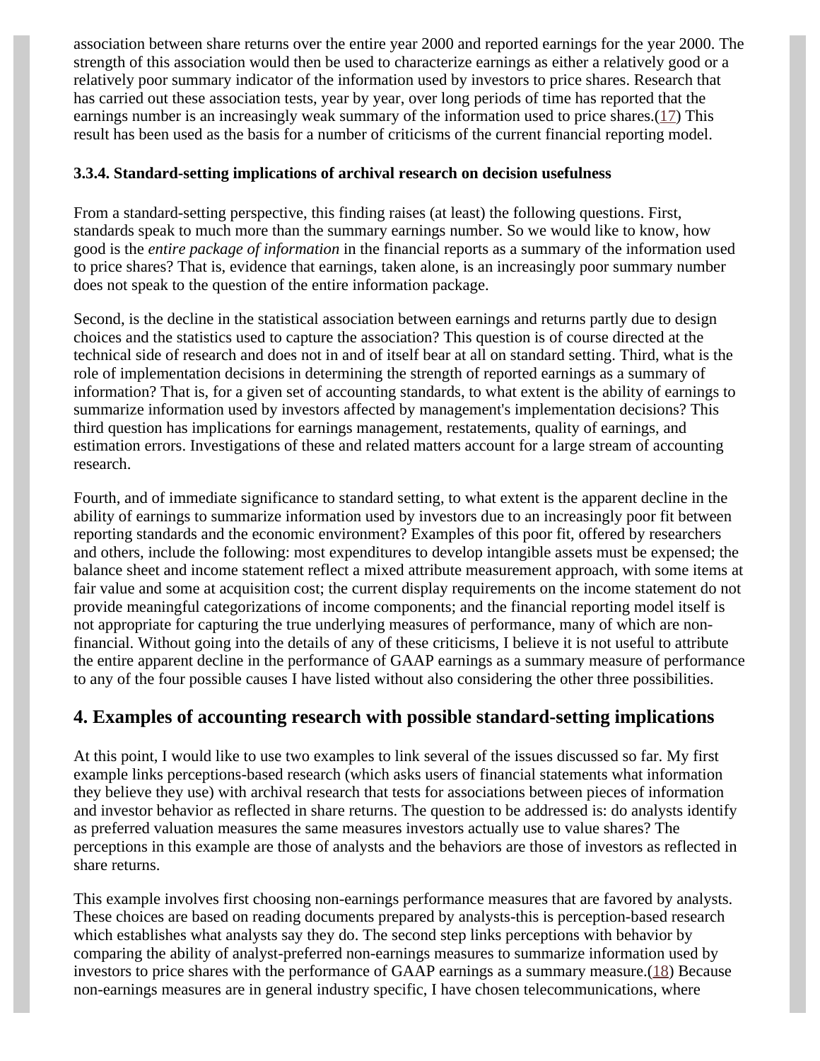association between share returns over the entire year 2000 and reported earnings for the year 2000. The strength of this association would then be used to characterize earnings as either a relatively good or a relatively poor summary indicator of the information used by investors to price shares. Research that has carried out these association tests, year by year, over long periods of time has reported that the earnings number is an increasingly weak summary of the information used to price shares.(17) This result has been used as the basis for a number of criticisms of the current financial reporting model.

### 3.3.4. Standard-setting implications of archival research on decision usefulness

From a standard-setting perspective, this finding raises (at least) the following questions. First, standards speak to much more than the summary earnings number. So we would like to know, how good is the *entire package of information* in the financial reports as a summary of the information used to price shares? That is, evidence that earnings, taken alone, is an increasingly poor summary number does not speak to the question of the entire information package.

Second, is the decline in the statistical association between earnings and returns partly due to design choices and the statistics used to capture the association? This question is of course directed at the technical side of research and does not in and of itself bear at all on standard setting. Third, what is the role of implementation decisions in determining the strength of reported earnings as a summary of information? That is, for a given set of accounting standards, to what extent is the ability of earnings to summarize information used by investors affected by management's implementation decisions? This third question has implications for earnings management, restatements, quality of earnings, and estimation errors. Investigations of these and related matters account for a large stream of accounting research.

Fourth, and of immediate significance to standard setting, to what extent is the apparent decline in the ability of earnings to summarize information used by investors due to an increasingly poor fit between reporting standards and the economic environment? Examples of this poor fit, offered by researchers and others, include the following: most expenditures to develop intangible assets must be expensed; the balance sheet and income statement reflect a mixed attribute measurement approach, with some items at fair value and some at acquisition cost; the current display requirements on the income statement do not provide meaningful categorizations of income components; and the financial reporting model itself is not appropriate for capturing the true underlying measures of performance, many of which are non-financial. Without going into the details of any of these criticisms, I believe it is not useful to attribute the entire apparent decline in the performance of GAAP earnings as a summary measure of performance to any of the four possible causes I have listed without also considering the other three possibilities.

## 4. Examples of accounting research with possible standard-setting implications

At this point, I would like to use two examples to link several of the issues discussed so far. My first example links perceptions-based research (which asks users of financial statements what information they believe they use) with archival research that tests for associations between pieces of information and investor behavior as reflected in share returns. The question to be addressed is: do analysts identify as preferred valuation measures the same measures investors actually use to value shares? The perceptions in this example are those of analysts and the behaviors are those of investors as reflected in share returns.

This example involves first choosing non-earnings performance measures that are favored by analysts. These choices are based on reading documents prepared by analysts-this is perception-based research which establishes what analysts say they do. The second step links perceptions with behavior by comparing the ability of analyst-preferred non-earnings measures to summarize information used by investors to price shares with the performance of GAAP earnings as a summary measure.(18) Because non-earnings measures are in general industry specific, I have chosen telecommunications, where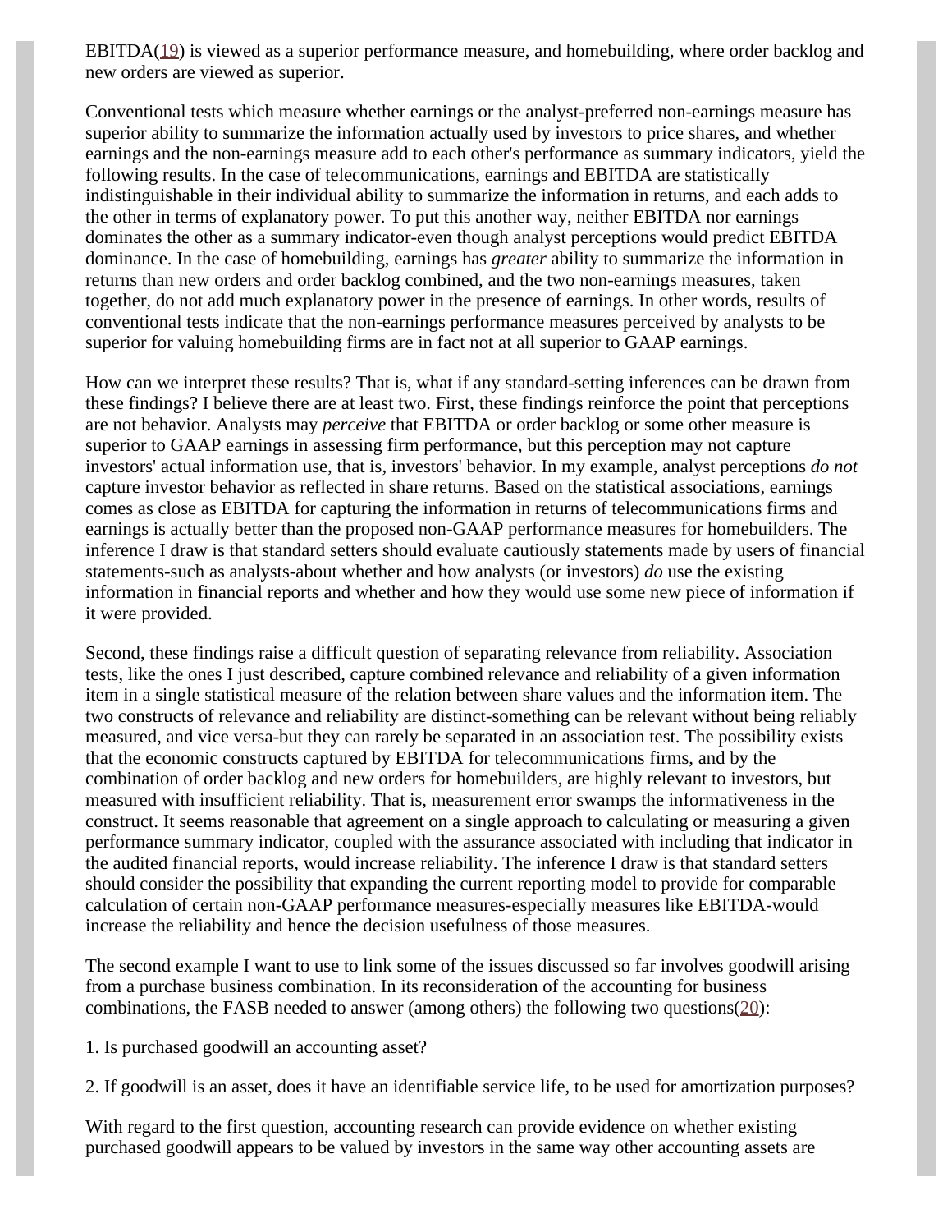EBITDA[19] is viewed as a superior performance measure, and homebuilding, where order backlog and new orders are viewed as superior.

Conventional tests which measure whether earnings or the analyst-preferred non-earnings measure has superior ability to summarize the information actually used by investors to price shares, and whether earnings and the non-earnings measure add to each other's performance as summary indicators, yield the following results. In the case of telecommunications, earnings and EBITDA are statistically indistinguishable in their individual ability to summarize the information in returns, and each adds to the other in terms of explanatory power. To put this another way, neither EBITDA nor earnings dominates the other as a summary indicator-even though analyst perceptions would predict EBITDA dominance. In the case of homebuilding, earnings has *greater* ability to summarize the information in returns than new orders and order backlog combined, and the two non-earnings measures, taken together, do not add much explanatory power in the presence of earnings. In other words, results of conventional tests indicate that the non-earnings performance measures perceived by analysts to be superior for valuing homebuilding firms are in fact not at all superior to GAAP earnings.

How can we interpret these results? That is, what if any standard-setting inferences can be drawn from these findings? I believe there are at least two. First, these findings reinforce the point that perceptions are not behavior. Analysts may *perceive* that EBITDA or order backlog or some other measure is superior to GAAP earnings in assessing firm performance, but this perception may not capture investors' actual information use, that is, investors' behavior. In my example, analyst perceptions *do not* capture investor behavior as reflected in share returns. Based on the statistical associations, earnings comes as close as EBITDA for capturing the information in returns of telecommunications firms and earnings is actually better than the proposed non-GAAP performance measures for homebuilders. The inference I draw is that standard setters should evaluate cautiously statements made by users of financial statements-such as analysts-about whether and how analysts (or investors) *do* use the existing information in financial reports and whether and how they would use some new piece of information if it were provided.

Second, these findings raise a difficult question of separating relevance from reliability. Association tests, like the ones I just described, capture combined relevance and reliability of a given information item in a single statistical measure of the relation between share values and the information item. The two constructs of relevance and reliability are distinct-something can be relevant without being reliably measured, and vice versa-but they can rarely be separated in an association test. The possibility exists that the economic constructs captured by EBITDA for telecommunications firms, and by the combination of order backlog and new orders for homebuilders, are highly relevant to investors, but measured with insufficient reliability. That is, measurement error swamps the informativeness in the construct. It seems reasonable that agreement on a single approach to calculating or measuring a given performance summary indicator, coupled with the assurance associated with including that indicator in the audited financial reports, would increase reliability. The inference I draw is that standard setters should consider the possibility that expanding the current reporting model to provide for comparable calculation of certain non-GAAP performance measures-especially measures like EBITDA-would increase the reliability and hence the decision usefulness of those measures.

The second example I want to use to link some of the issues discussed so far involves goodwill arising from a purchase business combination. In its reconsideration of the accounting for business combinations, the FASB needed to answer (among others) the following two questions[20]:

1. Is purchased goodwill an accounting asset?

2. If goodwill is an asset, does it have an identifiable service life, to be used for amortization purposes?

With regard to the first question, accounting research can provide evidence on whether existing purchased goodwill appears to be valued by investors in the same way other accounting assets are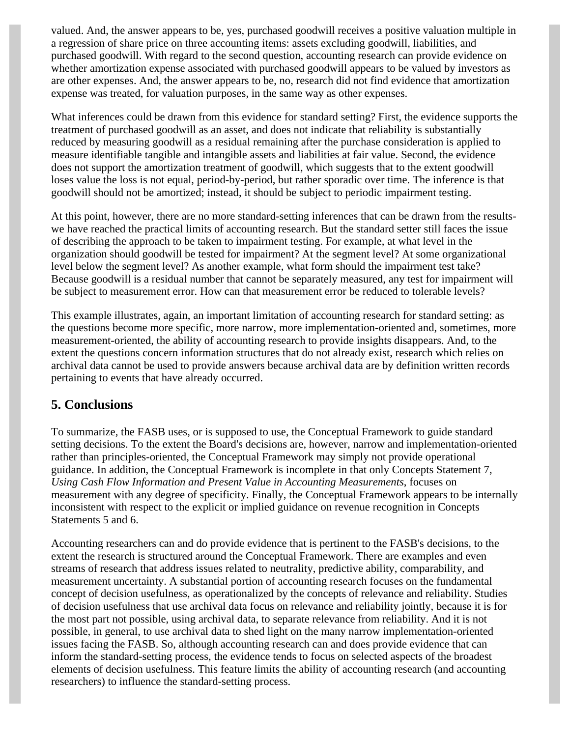valued. And, the answer appears to be, yes, purchased goodwill receives a positive valuation multiple in a regression of share price on three accounting items: assets excluding goodwill, liabilities, and purchased goodwill. With regard to the second question, accounting research can provide evidence on whether amortization expense associated with purchased goodwill appears to be valued by investors as are other expenses. And, the answer appears to be, no, research did not find evidence that amortization expense was treated, for valuation purposes, in the same way as other expenses.

What inferences could be drawn from this evidence for standard setting? First, the evidence supports the treatment of purchased goodwill as an asset, and does not indicate that reliability is substantially reduced by measuring goodwill as a residual remaining after the purchase consideration is applied to measure identifiable tangible and intangible assets and liabilities at fair value. Second, the evidence does not support the amortization treatment of goodwill, which suggests that to the extent goodwill loses value the loss is not equal, period-by-period, but rather sporadic over time. The inference is that goodwill should not be amortized; instead, it should be subject to periodic impairment testing.

At this point, however, there are no more standard-setting inferences that can be drawn from the results-we have reached the practical limits of accounting research. But the standard setter still faces the issue of describing the approach to be taken to impairment testing. For example, at what level in the organization should goodwill be tested for impairment? At the segment level? At some organizational level below the segment level? As another example, what form should the impairment test take? Because goodwill is a residual number that cannot be separately measured, any test for impairment will be subject to measurement error. How can that measurement error be reduced to tolerable levels?

This example illustrates, again, an important limitation of accounting research for standard setting: as the questions become more specific, more narrow, more implementation-oriented and, sometimes, more measurement-oriented, the ability of accounting research to provide insights disappears. And, to the extent the questions concern information structures that do not already exist, research which relies on archival data cannot be used to provide answers because archival data are by definition written records pertaining to events that have already occurred.

## 5. Conclusions

To summarize, the FASB uses, or is supposed to use, the Conceptual Framework to guide standard setting decisions. To the extent the Board's decisions are, however, narrow and implementation-oriented rather than principles-oriented, the Conceptual Framework may simply not provide operational guidance. In addition, the Conceptual Framework is incomplete in that only Concepts Statement 7, *Using Cash Flow Information and Present Value in Accounting Measurements*, focuses on measurement with any degree of specificity. Finally, the Conceptual Framework appears to be internally inconsistent with respect to the explicit or implied guidance on revenue recognition in Concepts Statements 5 and 6.

Accounting researchers can and do provide evidence that is pertinent to the FASB's decisions, to the extent the research is structured around the Conceptual Framework. There are examples and even streams of research that address issues related to neutrality, predictive ability, comparability, and measurement uncertainty. A substantial portion of accounting research focuses on the fundamental concept of decision usefulness, as operationalized by the concepts of relevance and reliability. Studies of decision usefulness that use archival data focus on relevance and reliability jointly, because it is for the most part not possible, using archival data, to separate relevance from reliability. And it is not possible, in general, to use archival data to shed light on the many narrow implementation-oriented issues facing the FASB. So, although accounting research can and does provide evidence that can inform the standard-setting process, the evidence tends to focus on selected aspects of the broadest elements of decision usefulness. This feature limits the ability of accounting research (and accounting researchers) to influence the standard-setting process.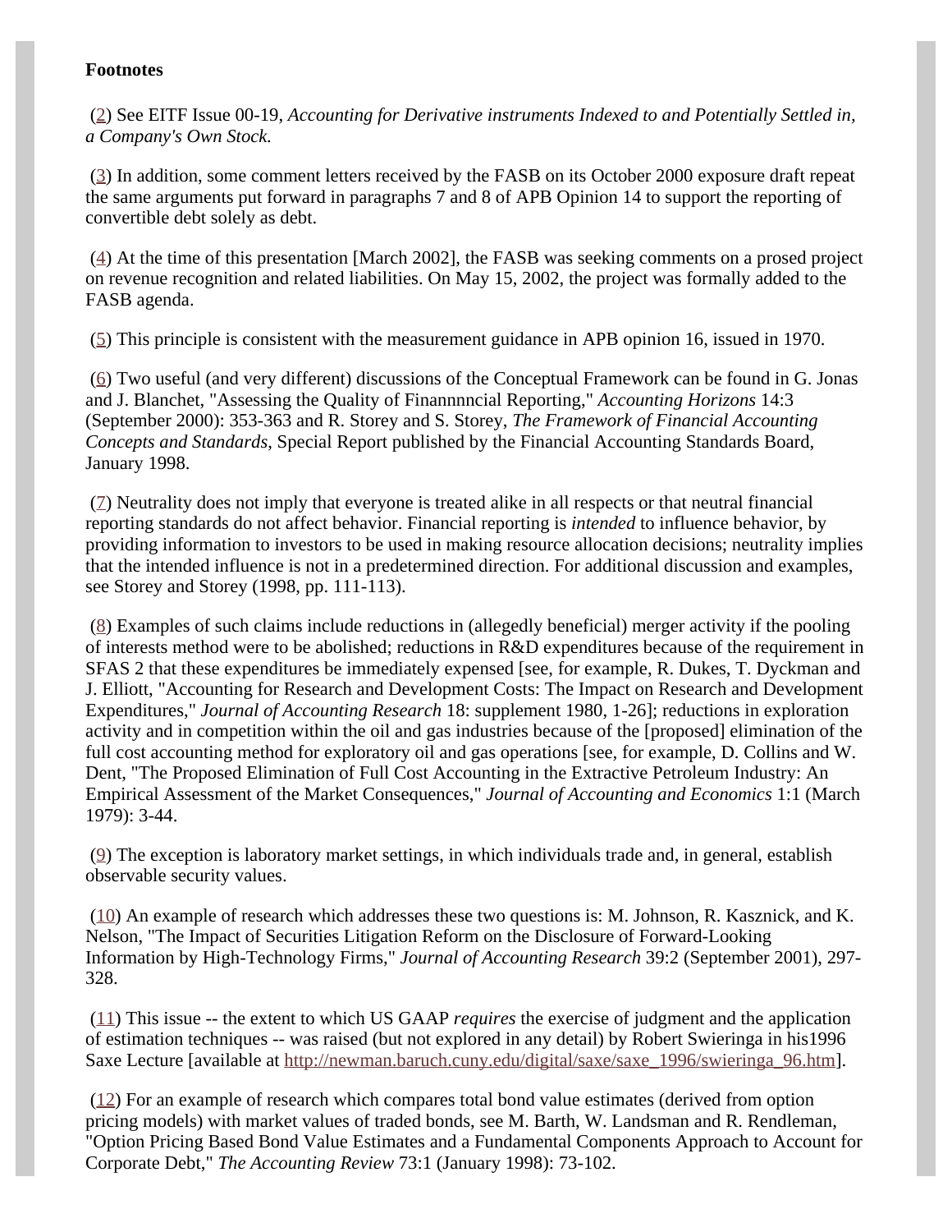**Footnotes**

(2) See EITF Issue 00-19, *Accounting for Derivative instruments Indexed to and Potentially Settled in, a Company's Own Stock.*

(3) In addition, some comment letters received by the FASB on its October 2000 exposure draft repeat the same arguments put forward in paragraphs 7 and 8 of APB Opinion 14 to support the reporting of convertible debt solely as debt.

(4) At the time of this presentation [March 2002], the FASB was seeking comments on a prosed project on revenue recognition and related liabilities. On May 15, 2002, the project was formally added to the FASB agenda.

(5) This principle is consistent with the measurement guidance in APB opinion 16, issued in 1970.

(6) Two useful (and very different) discussions of the Conceptual Framework can be found in G. Jonas and J. Blanchet, "Assessing the Quality of Finannnncial Reporting," *Accounting Horizons* 14:3 (September 2000): 353-363 and R. Storey and S. Storey, *The Framework of Financial Accounting Concepts and Standards*, Special Report published by the Financial Accounting Standards Board, January 1998.

(7) Neutrality does not imply that everyone is treated alike in all respects or that neutral financial reporting standards do not affect behavior. Financial reporting is *intended* to influence behavior, by providing information to investors to be used in making resource allocation decisions; neutrality implies that the intended influence is not in a predetermined direction. For additional discussion and examples, see Storey and Storey (1998, pp. 111-113).

(8) Examples of such claims include reductions in (allegedly beneficial) merger activity if the pooling of interests method were to be abolished; reductions in R&D expenditures because of the requirement in SFAS 2 that these expenditures be immediately expensed [see, for example, R. Dukes, T. Dyckman and J. Elliott, "Accounting for Research and Development Costs: The Impact on Research and Development Expenditures," *Journal of Accounting Research* 18: supplement 1980, 1-26]; reductions in exploration activity and in competition within the oil and gas industries because of the [proposed] elimination of the full cost accounting method for exploratory oil and gas operations [see, for example, D. Collins and W. Dent, "The Proposed Elimination of Full Cost Accounting in the Extractive Petroleum Industry: An Empirical Assessment of the Market Consequences," *Journal of Accounting and Economics* 1:1 (March 1979): 3-44.

(9) The exception is laboratory market settings, in which individuals trade and, in general, establish observable security values.

(10) An example of research which addresses these two questions is: M. Johnson, R. Kasznick, and K. Nelson, "The Impact of Securities Litigation Reform on the Disclosure of Forward-Looking Information by High-Technology Firms," *Journal of Accounting Research* 39:2 (September 2001), 297-328.

(11) This issue -- the extent to which US GAAP *requires* the exercise of judgment and the application of estimation techniques -- was raised (but not explored in any detail) by Robert Swieringa in his1996 Saxe Lecture [available at http://newman.baruch.cuny.edu/digital/saxe/saxe_1996/swieringa_96.htm].

(12) For an example of research which compares total bond value estimates (derived from option pricing models) with market values of traded bonds, see M. Barth, W. Landsman and R. Rendleman, "Option Pricing Based Bond Value Estimates and a Fundamental Components Approach to Account for Corporate Debt," *The Accounting Review* 73:1 (January 1998): 73-102.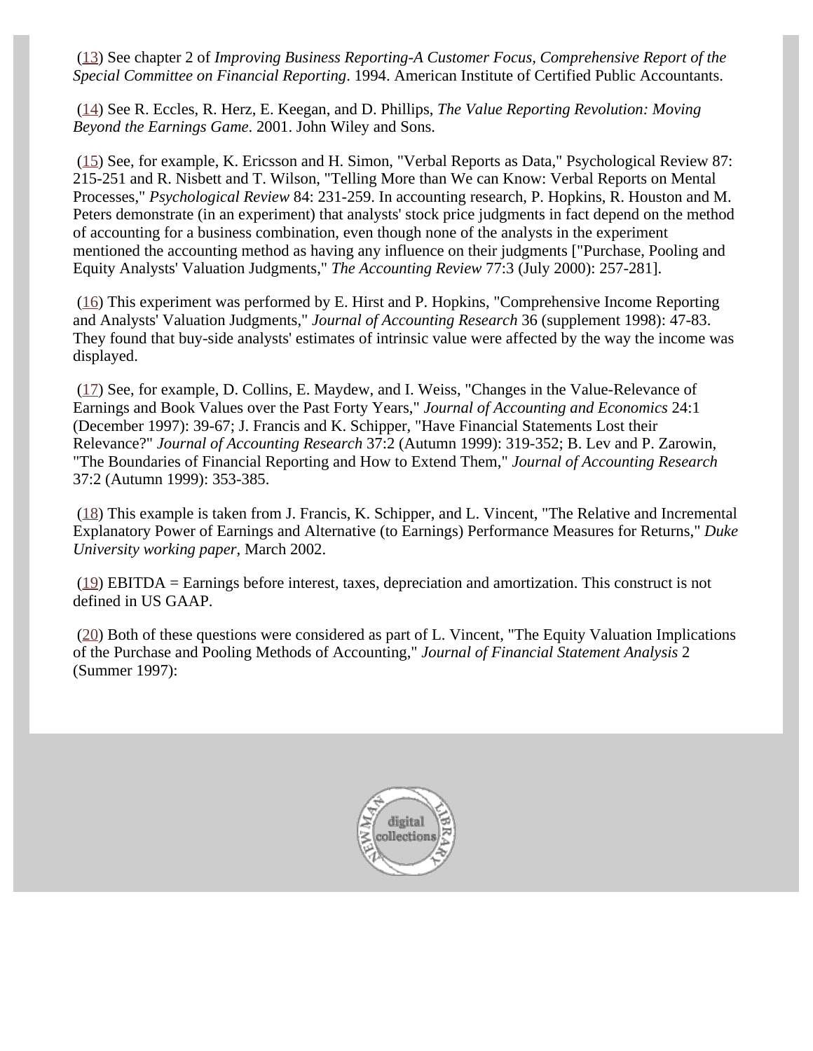(13) See chapter 2 of *Improving Business Reporting-A Customer Focus, Comprehensive Report of the Special Committee on Financial Reporting*. 1994. American Institute of Certified Public Accountants.

(14) See R. Eccles, R. Herz, E. Keegan, and D. Phillips, *The Value Reporting Revolution: Moving Beyond the Earnings Game*. 2001. John Wiley and Sons.

(15) See, for example, K. Ericsson and H. Simon, "Verbal Reports as Data," Psychological Review 87: 215-251 and R. Nisbett and T. Wilson, "Telling More than We can Know: Verbal Reports on Mental Processes," *Psychological Review* 84: 231-259. In accounting research, P. Hopkins, R. Houston and M. Peters demonstrate (in an experiment) that analysts' stock price judgments in fact depend on the method of accounting for a business combination, even though none of the analysts in the experiment mentioned the accounting method as having any influence on their judgments ["Purchase, Pooling and Equity Analysts' Valuation Judgments," *The Accounting Review* 77:3 (July 2000): 257-281].

(16) This experiment was performed by E. Hirst and P. Hopkins, "Comprehensive Income Reporting and Analysts' Valuation Judgments," *Journal of Accounting Research* 36 (supplement 1998): 47-83. They found that buy-side analysts' estimates of intrinsic value were affected by the way the income was displayed.

(17) See, for example, D. Collins, E. Maydew, and I. Weiss, "Changes in the Value-Relevance of Earnings and Book Values over the Past Forty Years," *Journal of Accounting and Economics* 24:1 (December 1997): 39-67; J. Francis and K. Schipper, "Have Financial Statements Lost their Relevance?" *Journal of Accounting Research* 37:2 (Autumn 1999): 319-352; B. Lev and P. Zarowin, "The Boundaries of Financial Reporting and How to Extend Them," *Journal of Accounting Research* 37:2 (Autumn 1999): 353-385.

(18) This example is taken from J. Francis, K. Schipper, and L. Vincent, "The Relative and Incremental Explanatory Power of Earnings and Alternative (to Earnings) Performance Measures for Returns," *Duke University working paper*, March 2002.

(19) EBITDA = Earnings before interest, taxes, depreciation and amortization. This construct is not defined in US GAAP.

(20) Both of these questions were considered as part of L. Vincent, "The Equity Valuation Implications of the Purchase and Pooling Methods of Accounting," *Journal of Financial Statement Analysis* 2 (Summer 1997):